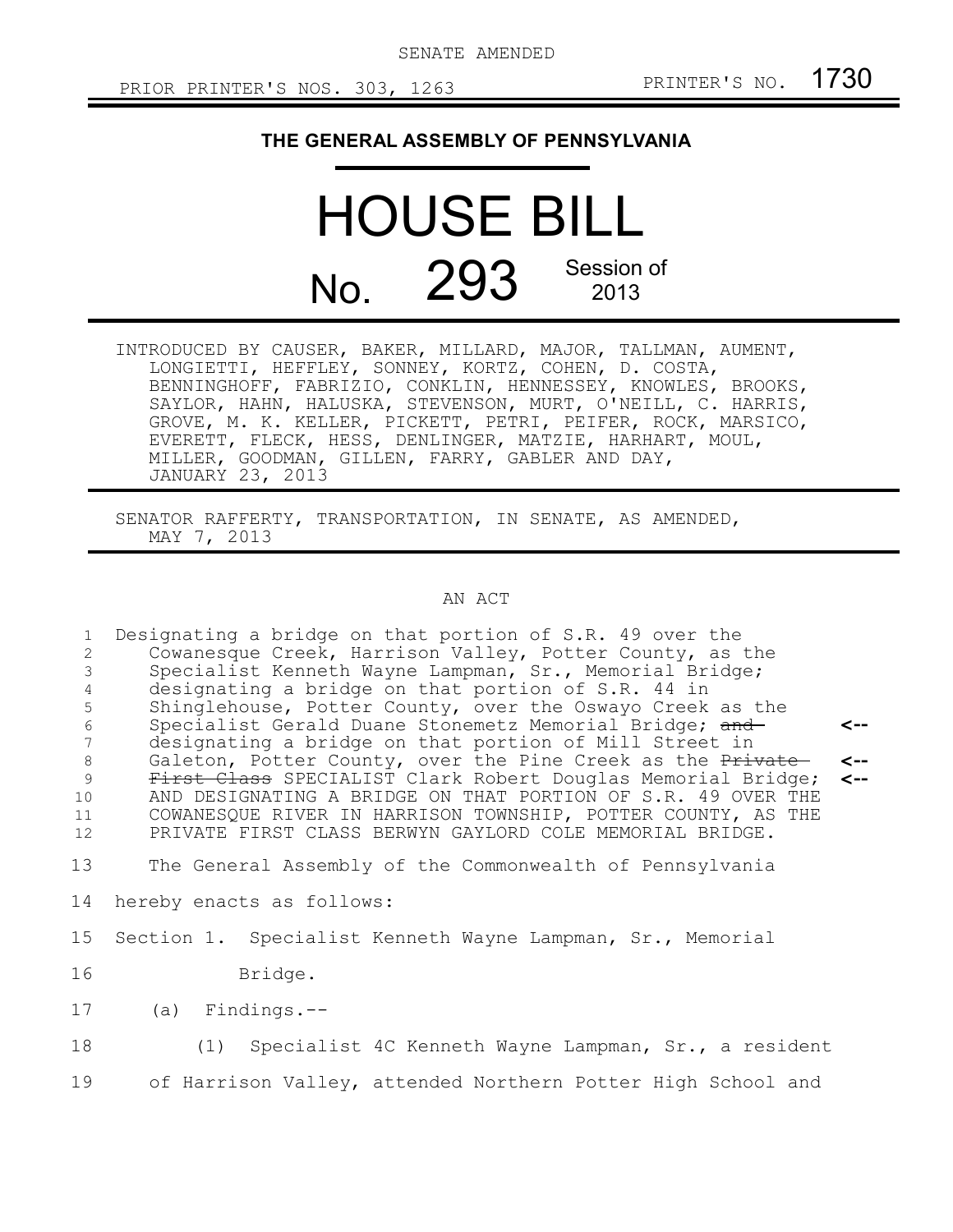SENATE AMENDED

PRIOR PRINTER'S NOS. 303, 1263 PRINTER'S NO. 1730

# THE GENERAL ASSEMBLY OF PENNSYLVANIA

# HOUSE BILL

## No. 293 Session of 2013

INTRODUCED BY CAUSER, BAKER, MILLARD, MAJOR, TALLMAN, AUMENT, LONGIETTI, HEFFLEY, SONNEY, KORTZ, COHEN, D. COSTA, BENNINGHOFF, FABRIZIO, CONKLIN, HENNESSEY, KNOWLES, BROOKS, SAYLOR, HAHN, HALUSKA, STEVENSON, MURT, O'NEILL, C. HARRIS, GROVE, M. K. KELLER, PICKETT, PETRI, PEIFER, ROCK, MARSICO, EVERETT, FLECK, HESS, DENLINGER, MATZIE, HARHART, MOUL, MILLER, GOODMAN, GILLEN, FARRY, GABLER AND DAY, JANUARY 23, 2013

SENATOR RAFFERTY, TRANSPORTATION, IN SENATE, AS AMENDED, MAY 7, 2013

AN ACT

Designating a bridge on that portion of S.R. 49 over the Cowanesque Creek, Harrison Valley, Potter County, as the Specialist Kenneth Wayne Lampman, Sr., Memorial Bridge; designating a bridge on that portion of S.R. 44 in Shinglehouse, Potter County, over the Oswayo Creek as the Specialist Gerald Duane Stonemetz Memorial Bridge; ~~and~~ designating a bridge on that portion of Mill Street in Galeton, Potter County, over the Pine Creek as the ~~Private First Class~~ SPECIALIST Clark Robert Douglas Memorial Bridge; AND DESIGNATING A BRIDGE ON THAT PORTION OF S.R. 49 OVER THE COWANESQUE RIVER IN HARRISON TOWNSHIP, POTTER COUNTY, AS THE PRIVATE FIRST CLASS BERWYN GAYLORD COLE MEMORIAL BRIDGE.

The General Assembly of the Commonwealth of Pennsylvania hereby enacts as follows:

Section 1. Specialist Kenneth Wayne Lampman, Sr., Memorial Bridge.

(a) Findings.--

(1) Specialist 4C Kenneth Wayne Lampman, Sr., a resident of Harrison Valley, attended Northern Potter High School and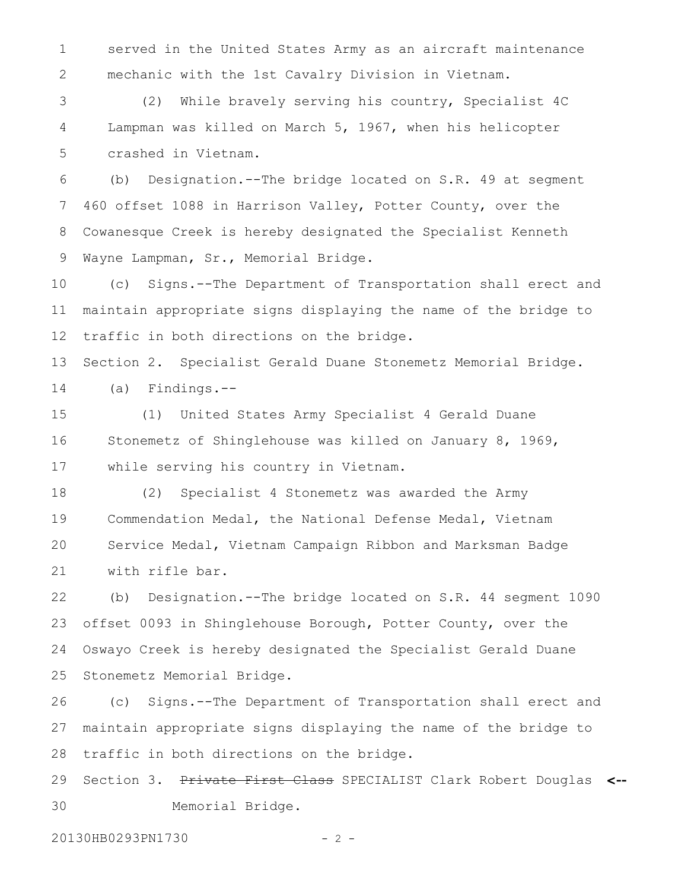served in the United States Army as an aircraft maintenance mechanic with the 1st Cavalry Division in Vietnam.

(2) While bravely serving his country, Specialist 4C Lampman was killed on March 5, 1967, when his helicopter crashed in Vietnam.

(b) Designation.--The bridge located on S.R. 49 at segment 460 offset 1088 in Harrison Valley, Potter County, over the Cowanesque Creek is hereby designated the Specialist Kenneth Wayne Lampman, Sr., Memorial Bridge.

(c) Signs.--The Department of Transportation shall erect and maintain appropriate signs displaying the name of the bridge to traffic in both directions on the bridge.

Section 2. Specialist Gerald Duane Stonemetz Memorial Bridge.

(a) Findings.--

(1) United States Army Specialist 4 Gerald Duane Stonemetz of Shinglehouse was killed on January 8, 1969, while serving his country in Vietnam.

(2) Specialist 4 Stonemetz was awarded the Army Commendation Medal, the National Defense Medal, Vietnam Service Medal, Vietnam Campaign Ribbon and Marksman Badge with rifle bar.

(b) Designation.--The bridge located on S.R. 44 segment 1090 offset 0093 in Shinglehouse Borough, Potter County, over the Oswayo Creek is hereby designated the Specialist Gerald Duane Stonemetz Memorial Bridge.

(c) Signs.--The Department of Transportation shall erect and maintain appropriate signs displaying the name of the bridge to traffic in both directions on the bridge.

Section 3. ~~Private First Class~~ SPECIALIST Clark Robert Douglas Memorial Bridge. <--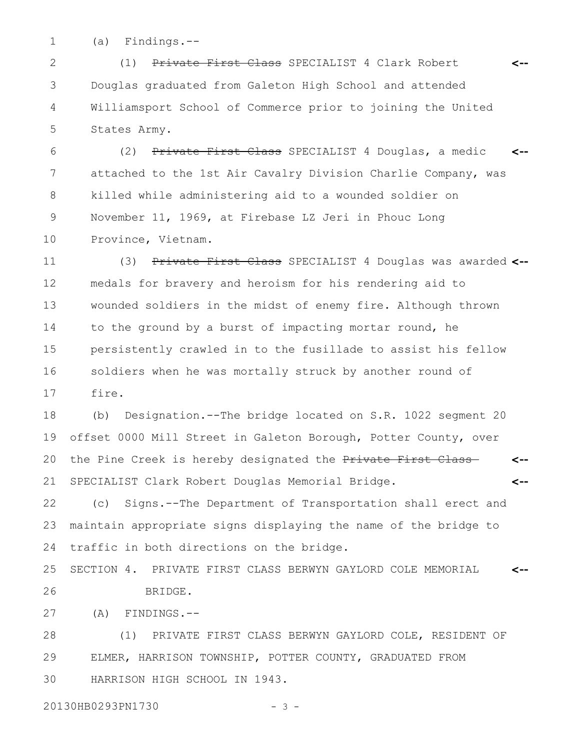(a) Findings.--

(1) ~~Private First Class~~ SPECIALIST 4 Clark Robert Douglas graduated from Galeton High School and attended Williamsport School of Commerce prior to joining the United States Army.

(2) ~~Private First Class~~ SPECIALIST 4 Douglas, a medic attached to the 1st Air Cavalry Division Charlie Company, was killed while administering aid to a wounded soldier on November 11, 1969, at Firebase LZ Jeri in Phouc Long Province, Vietnam.

(3) ~~Private First Class~~ SPECIALIST 4 Douglas was awarded medals for bravery and heroism for his rendering aid to wounded soldiers in the midst of enemy fire. Although thrown to the ground by a burst of impacting mortar round, he persistently crawled in to the fusillade to assist his fellow soldiers when he was mortally struck by another round of fire.

(b) Designation.--The bridge located on S.R. 1022 segment 20 offset 0000 Mill Street in Galeton Borough, Potter County, over the Pine Creek is hereby designated the ~~Private First Class~~ SPECIALIST Clark Robert Douglas Memorial Bridge.

(c) Signs.--The Department of Transportation shall erect and maintain appropriate signs displaying the name of the bridge to traffic in both directions on the bridge.

SECTION 4. PRIVATE FIRST CLASS BERWYN GAYLORD COLE MEMORIAL BRIDGE.

(A) FINDINGS.--

(1) PRIVATE FIRST CLASS BERWYN GAYLORD COLE, RESIDENT OF ELMER, HARRISON TOWNSHIP, POTTER COUNTY, GRADUATED FROM HARRISON HIGH SCHOOL IN 1943.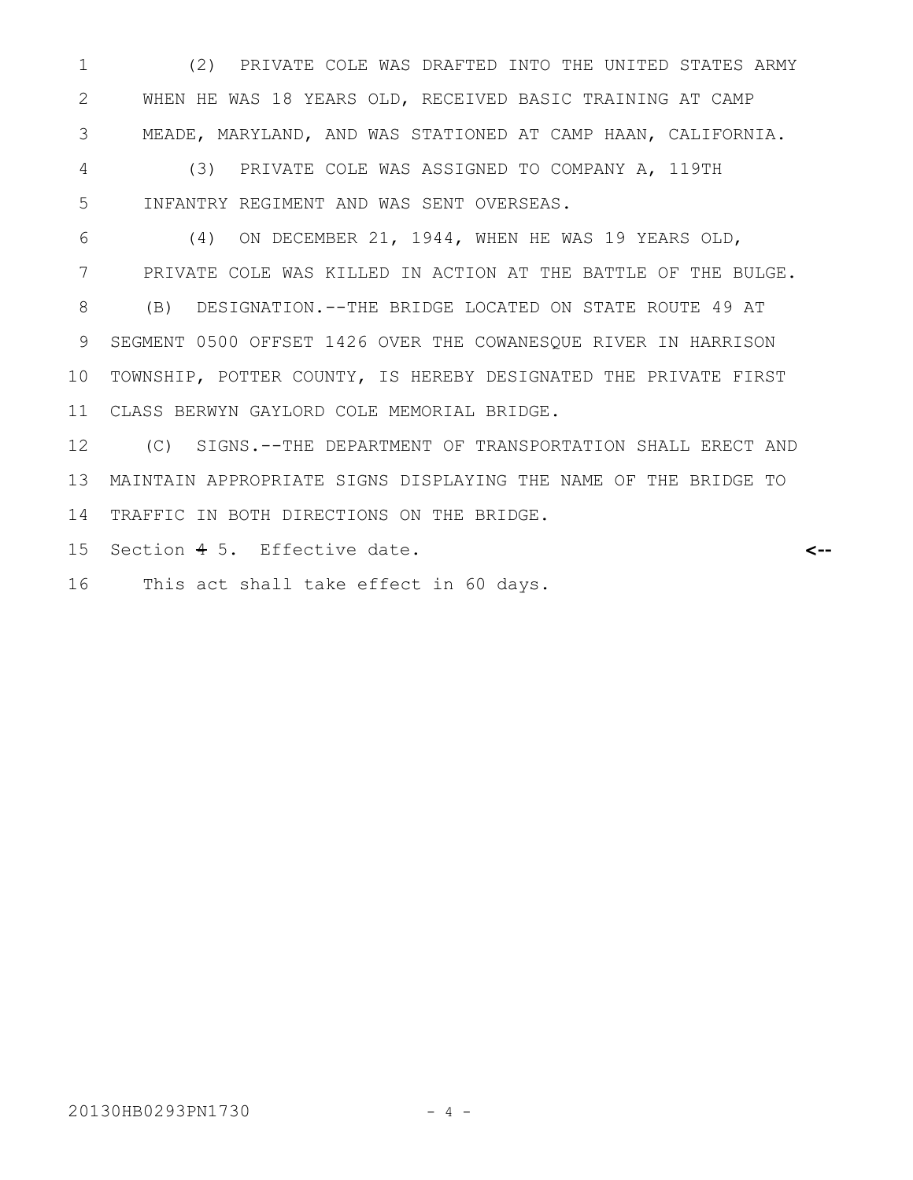(2) PRIVATE COLE WAS DRAFTED INTO THE UNITED STATES ARMY WHEN HE WAS 18 YEARS OLD, RECEIVED BASIC TRAINING AT CAMP MEADE, MARYLAND, AND WAS STATIONED AT CAMP HAAN, CALIFORNIA.

(3) PRIVATE COLE WAS ASSIGNED TO COMPANY A, 119TH INFANTRY REGIMENT AND WAS SENT OVERSEAS.

(4) ON DECEMBER 21, 1944, WHEN HE WAS 19 YEARS OLD, PRIVATE COLE WAS KILLED IN ACTION AT THE BATTLE OF THE BULGE.

(B) DESIGNATION.--THE BRIDGE LOCATED ON STATE ROUTE 49 AT SEGMENT 0500 OFFSET 1426 OVER THE COWANESQUE RIVER IN HARRISON TOWNSHIP, POTTER COUNTY, IS HEREBY DESIGNATED THE PRIVATE FIRST CLASS BERWYN GAYLORD COLE MEMORIAL BRIDGE.

(C) SIGNS.--THE DEPARTMENT OF TRANSPORTATION SHALL ERECT AND MAINTAIN APPROPRIATE SIGNS DISPLAYING THE NAME OF THE BRIDGE TO TRAFFIC IN BOTH DIRECTIONS ON THE BRIDGE.

Section ~~4~~ 5. Effective date. **<--**

This act shall take effect in 60 days.